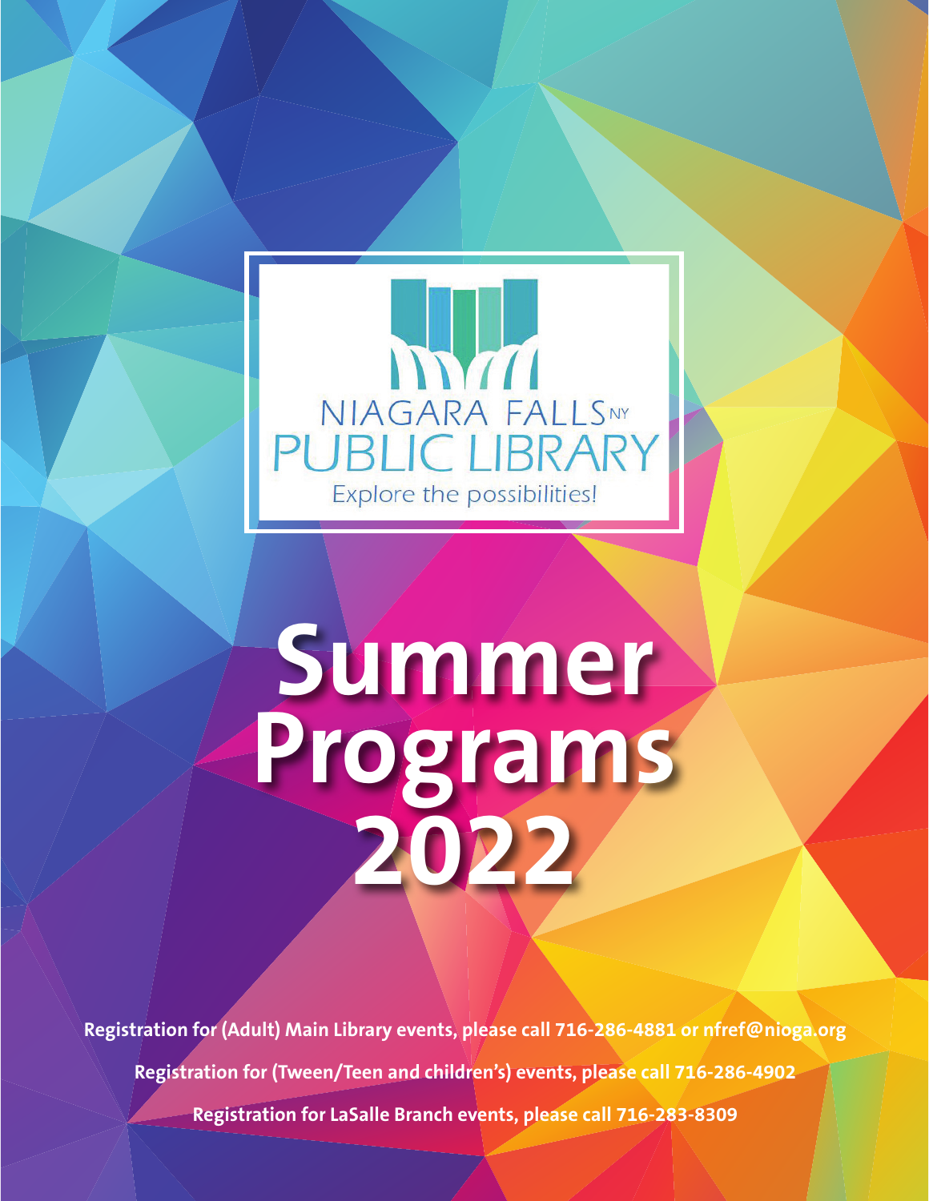NIAGARA FALLS NY
PUBLIC LIBRARY
Explore the possibilities!

# Summer Programs 2022

**Registration for (Adult) Main Library events, please call 716-286-4881 or nfref@nioga.org**

**Registration for (Tween/Teen and children's) events, please call 716-286-4902**

**Registration for LaSalle Branch events, please call 716-283-8309**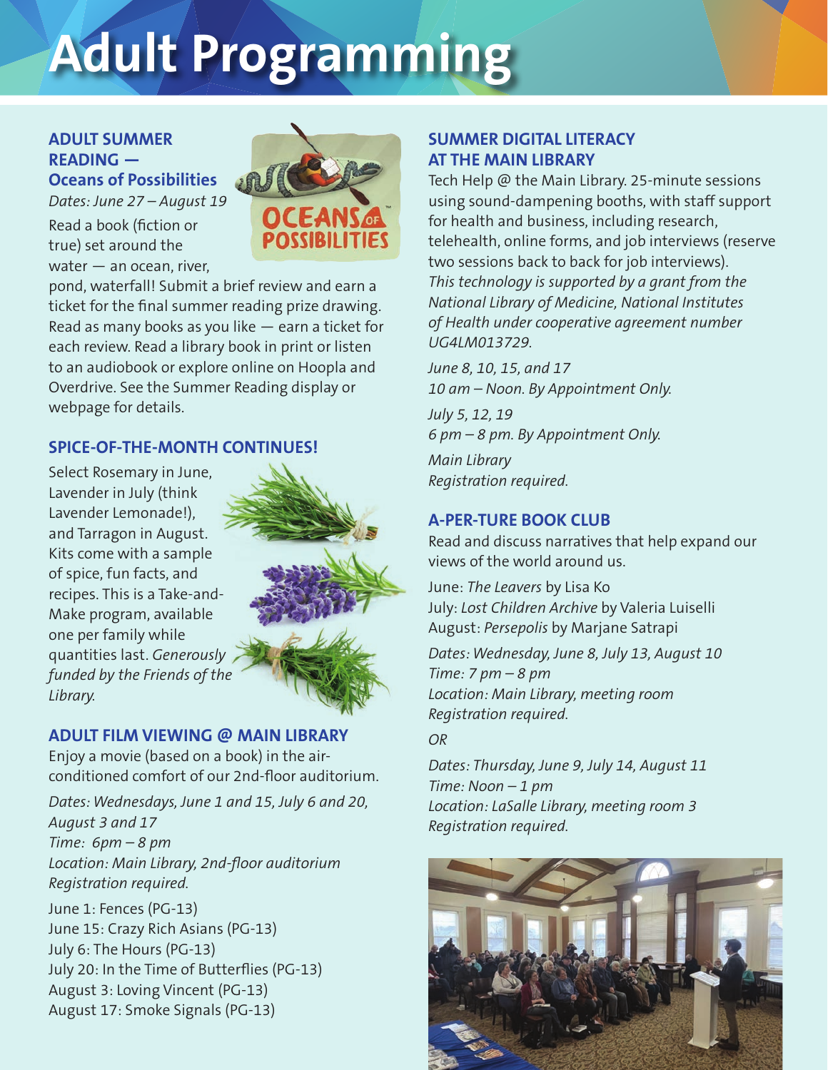# Adult Programming

## ADULT SUMMER READING — Oceans of Possibilities

*Dates: June 27 – August 19*

Read a book (fiction or true) set around the water — an ocean, river, pond, waterfall! Submit a brief review and earn a ticket for the final summer reading prize drawing. Read as many books as you like — earn a ticket for each review. Read a library book in print or listen to an audiobook or explore online on Hoopla and Overdrive. See the Summer Reading display or webpage for details.

## SPICE-OF-THE-MONTH CONTINUES!

Select Rosemary in June, Lavender in July (think Lavender Lemonade!), and Tarragon in August. Kits come with a sample of spice, fun facts, and recipes. This is a Take-and-Make program, available one per family while quantities last. *Generously funded by the Friends of the Library.*

## ADULT FILM VIEWING @ MAIN LIBRARY

Enjoy a movie (based on a book) in the air-conditioned comfort of our 2nd-floor auditorium.

*Dates: Wednesdays, June 1 and 15, July 6 and 20, August 3 and 17*
*Time: 6pm – 8 pm*
*Location: Main Library, 2nd-floor auditorium*
*Registration required.*

June 1: Fences (PG-13)
June 15: Crazy Rich Asians (PG-13)
July 6: The Hours (PG-13)
July 20: In the Time of Butterflies (PG-13)
August 3: Loving Vincent (PG-13)
August 17: Smoke Signals (PG-13)

## SUMMER DIGITAL LITERACY AT THE MAIN LIBRARY

Tech Help @ the Main Library. 25-minute sessions using sound-dampening booths, with staff support for health and business, including research, telehealth, online forms, and job interviews (reserve two sessions back to back for job interviews). *This technology is supported by a grant from the National Library of Medicine, National Institutes of Health under cooperative agreement number UG4LM013729.*

*June 8, 10, 15, and 17*
*10 am – Noon. By Appointment Only.*

*July 5, 12, 19*
*6 pm – 8 pm. By Appointment Only.*

*Main Library*
*Registration required.*

## A-PER-TURE BOOK CLUB

Read and discuss narratives that help expand our views of the world around us.

June: *The Leavers* by Lisa Ko
July: *Lost Children Archive* by Valeria Luiselli
August: *Persepolis* by Marjane Satrapi

*Dates: Wednesday, June 8, July 13, August 10*
*Time: 7 pm – 8 pm*
*Location: Main Library, meeting room*
*Registration required.*

*OR*

*Dates: Thursday, June 9, July 14, August 11*
*Time: Noon – 1 pm*
*Location: LaSalle Library, meeting room 3*
*Registration required.*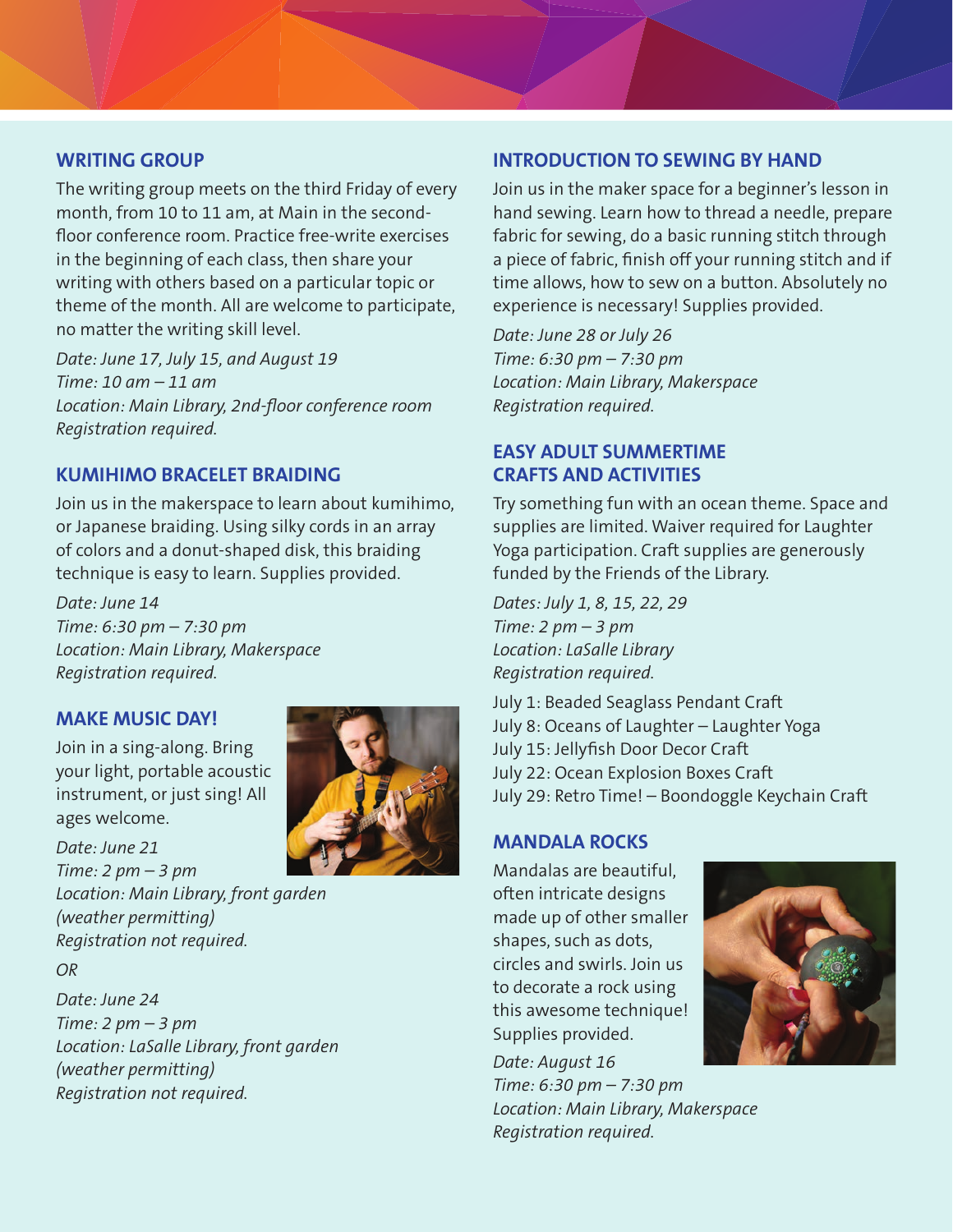## WRITING GROUP

The writing group meets on the third Friday of every month, from 10 to 11 am, at Main in the second-floor conference room. Practice free-write exercises in the beginning of each class, then share your writing with others based on a particular topic or theme of the month. All are welcome to participate, no matter the writing skill level.

*Date: June 17, July 15, and August 19*
*Time: 10 am – 11 am*
*Location: Main Library, 2nd-floor conference room*
*Registration required.*

## KUMIHIMO BRACELET BRAIDING

Join us in the makerspace to learn about kumihimo, or Japanese braiding. Using silky cords in an array of colors and a donut-shaped disk, this braiding technique is easy to learn. Supplies provided.

*Date: June 14*
*Time: 6:30 pm – 7:30 pm*
*Location: Main Library, Makerspace*
*Registration required.*

## MAKE MUSIC DAY!

Join in a sing-along. Bring your light, portable acoustic instrument, or just sing! All ages welcome.

*Date: June 21*
*Time: 2 pm – 3 pm*
*Location: Main Library, front garden (weather permitting)*
*Registration not required.*

*OR*

*Date: June 24*
*Time: 2 pm – 3 pm*
*Location: LaSalle Library, front garden (weather permitting)*
*Registration not required.*

## INTRODUCTION TO SEWING BY HAND

Join us in the maker space for a beginner's lesson in hand sewing. Learn how to thread a needle, prepare fabric for sewing, do a basic running stitch through a piece of fabric, finish off your running stitch and if time allows, how to sew on a button. Absolutely no experience is necessary! Supplies provided.

*Date: June 28 or July 26*
*Time: 6:30 pm – 7:30 pm*
*Location: Main Library, Makerspace*
*Registration required.*

## EASY ADULT SUMMERTIME CRAFTS AND ACTIVITIES

Try something fun with an ocean theme. Space and supplies are limited. Waiver required for Laughter Yoga participation. Craft supplies are generously funded by the Friends of the Library.

*Dates: July 1, 8, 15, 22, 29*
*Time: 2 pm – 3 pm*
*Location: LaSalle Library*
*Registration required.*

July 1: Beaded Seaglass Pendant Craft
July 8: Oceans of Laughter – Laughter Yoga
July 15: Jellyfish Door Decor Craft
July 22: Ocean Explosion Boxes Craft
July 29: Retro Time! – Boondoggle Keychain Craft

## MANDALA ROCKS

Mandalas are beautiful, often intricate designs made up of other smaller shapes, such as dots, circles and swirls. Join us to decorate a rock using this awesome technique! Supplies provided.

*Date: August 16*
*Time: 6:30 pm – 7:30 pm*
*Location: Main Library, Makerspace*
*Registration required.*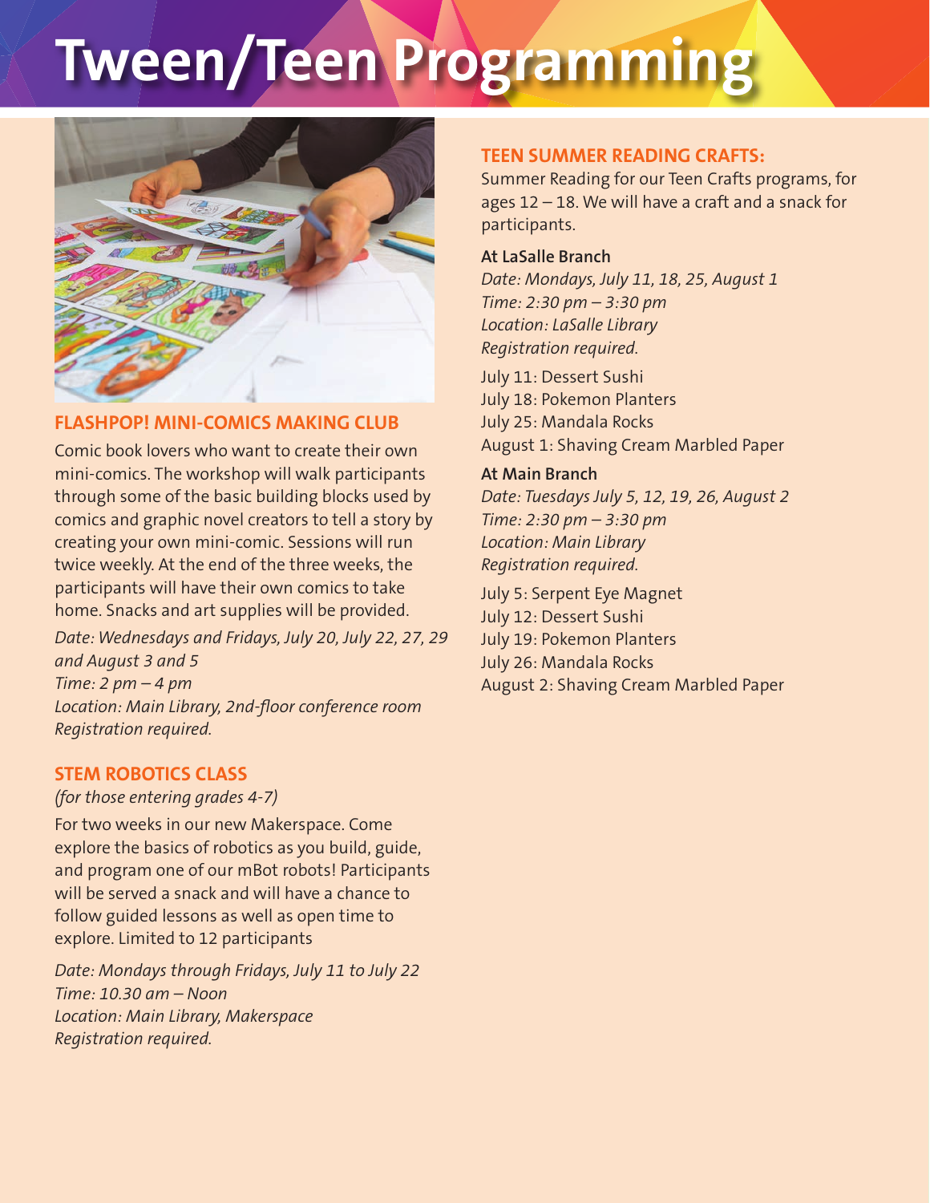# Tween/Teen Programming

## FLASHPOP! MINI-COMICS MAKING CLUB

Comic book lovers who want to create their own mini-comics. The workshop will walk participants through some of the basic building blocks used by comics and graphic novel creators to tell a story by creating your own mini-comic. Sessions will run twice weekly. At the end of the three weeks, the participants will have their own comics to take home. Snacks and art supplies will be provided.

*Date: Wednesdays and Fridays, July 20, July 22, 27, 29 and August 3 and 5*
*Time: 2 pm – 4 pm*
*Location: Main Library, 2nd-floor conference room*
*Registration required.*

## STEM ROBOTICS CLASS

*(for those entering grades 4-7)*

For two weeks in our new Makerspace. Come explore the basics of robotics as you build, guide, and program one of our mBot robots! Participants will be served a snack and will have a chance to follow guided lessons as well as open time to explore. Limited to 12 participants

*Date: Mondays through Fridays, July 11 to July 22*
*Time: 10.30 am – Noon*
*Location: Main Library, Makerspace*
*Registration required.*

## TEEN SUMMER READING CRAFTS:

Summer Reading for our Teen Crafts programs, for ages 12 – 18. We will have a craft and a snack for participants.

**At LaSalle Branch**

*Date: Mondays, July 11, 18, 25, August 1*
*Time: 2:30 pm – 3:30 pm*
*Location: LaSalle Library*
*Registration required.*

July 11: Dessert Sushi
July 18: Pokemon Planters
July 25: Mandala Rocks
August 1: Shaving Cream Marbled Paper

**At Main Branch**

*Date: Tuesdays July 5, 12, 19, 26, August 2*
*Time: 2:30 pm – 3:30 pm*
*Location: Main Library*
*Registration required.*

July 5: Serpent Eye Magnet
July 12: Dessert Sushi
July 19: Pokemon Planters
July 26: Mandala Rocks
August 2: Shaving Cream Marbled Paper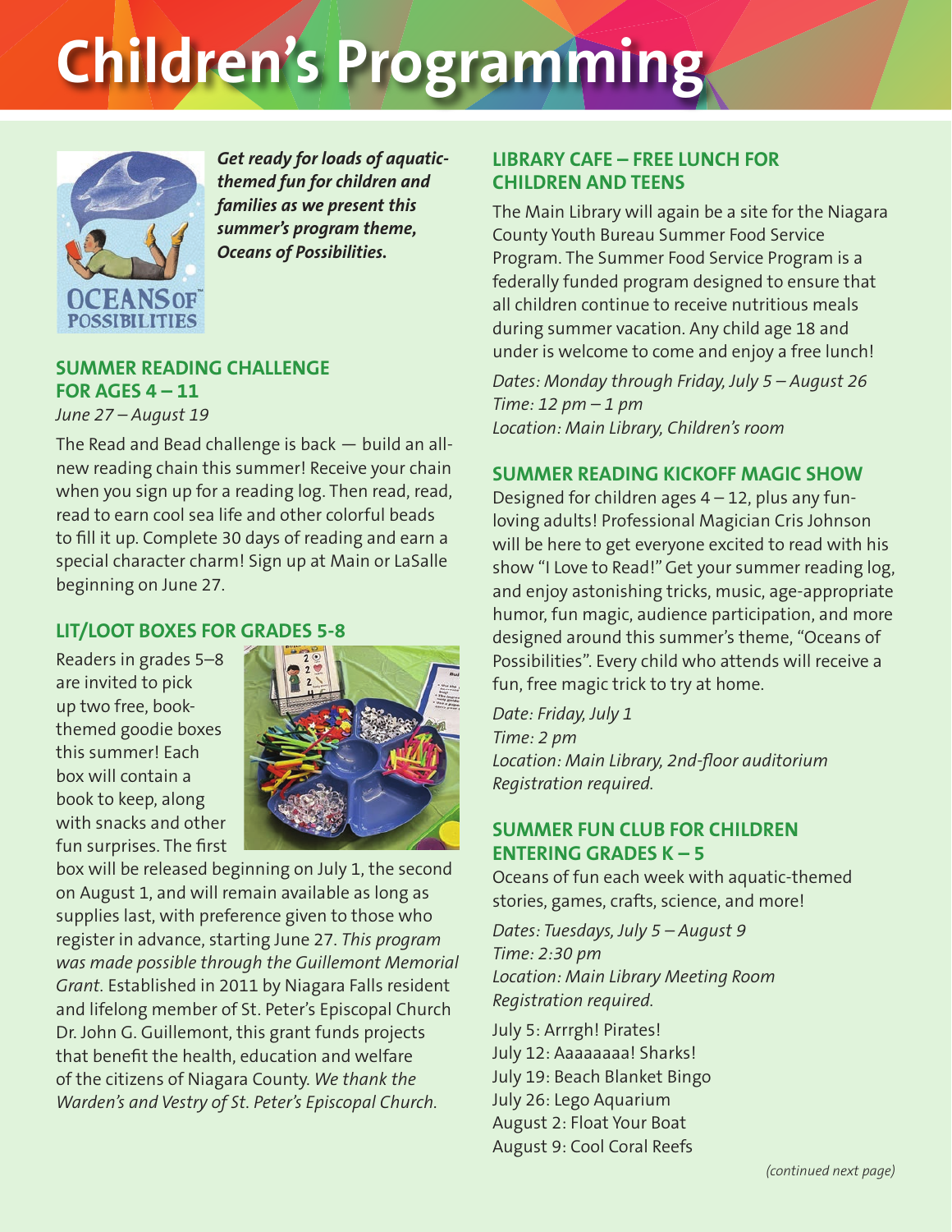# Children's Programming

***Get ready for loads of aquatic-themed fun for children and families as we present this summer's program theme, Oceans of Possibilities.***

## SUMMER READING CHALLENGE FOR AGES 4 – 11

*June 27 – August 19*

The Read and Bead challenge is back — build an all-new reading chain this summer! Receive your chain when you sign up for a reading log. Then read, read, read to earn cool sea life and other colorful beads to fill it up. Complete 30 days of reading and earn a special character charm! Sign up at Main or LaSalle beginning on June 27.

## LIT/LOOT BOXES FOR GRADES 5-8

Readers in grades 5–8 are invited to pick up two free, book-themed goodie boxes this summer! Each box will contain a book to keep, along with snacks and other fun surprises. The first box will be released beginning on July 1, the second on August 1, and will remain available as long as supplies last, with preference given to those who register in advance, starting June 27. *This program was made possible through the Guillemont Memorial Grant.* Established in 2011 by Niagara Falls resident and lifelong member of St. Peter's Episcopal Church Dr. John G. Guillemont, this grant funds projects that benefit the health, education and welfare of the citizens of Niagara County. *We thank the Warden's and Vestry of St. Peter's Episcopal Church.*

## LIBRARY CAFE – FREE LUNCH FOR CHILDREN AND TEENS

The Main Library will again be a site for the Niagara County Youth Bureau Summer Food Service Program. The Summer Food Service Program is a federally funded program designed to ensure that all children continue to receive nutritious meals during summer vacation. Any child age 18 and under is welcome to come and enjoy a free lunch!

*Dates: Monday through Friday, July 5 – August 26*
*Time: 12 pm – 1 pm*
*Location: Main Library, Children's room*

## SUMMER READING KICKOFF MAGIC SHOW

Designed for children ages 4 – 12, plus any fun-loving adults! Professional Magician Cris Johnson will be here to get everyone excited to read with his show "I Love to Read!" Get your summer reading log, and enjoy astonishing tricks, music, age-appropriate humor, fun magic, audience participation, and more designed around this summer's theme, "Oceans of Possibilities". Every child who attends will receive a fun, free magic trick to try at home.

*Date: Friday, July 1*
*Time: 2 pm*
*Location: Main Library, 2nd-floor auditorium*
*Registration required.*

## SUMMER FUN CLUB FOR CHILDREN ENTERING GRADES K – 5

Oceans of fun each week with aquatic-themed stories, games, crafts, science, and more!

*Dates: Tuesdays, July 5 – August 9*
*Time: 2:30 pm*
*Location: Main Library Meeting Room*
*Registration required.*

July 5: Arrrgh! Pirates!
July 12: Aaaaaaaa! Sharks!
July 19: Beach Blanket Bingo
July 26: Lego Aquarium
August 2: Float Your Boat
August 9: Cool Coral Reefs

*(continued next page)*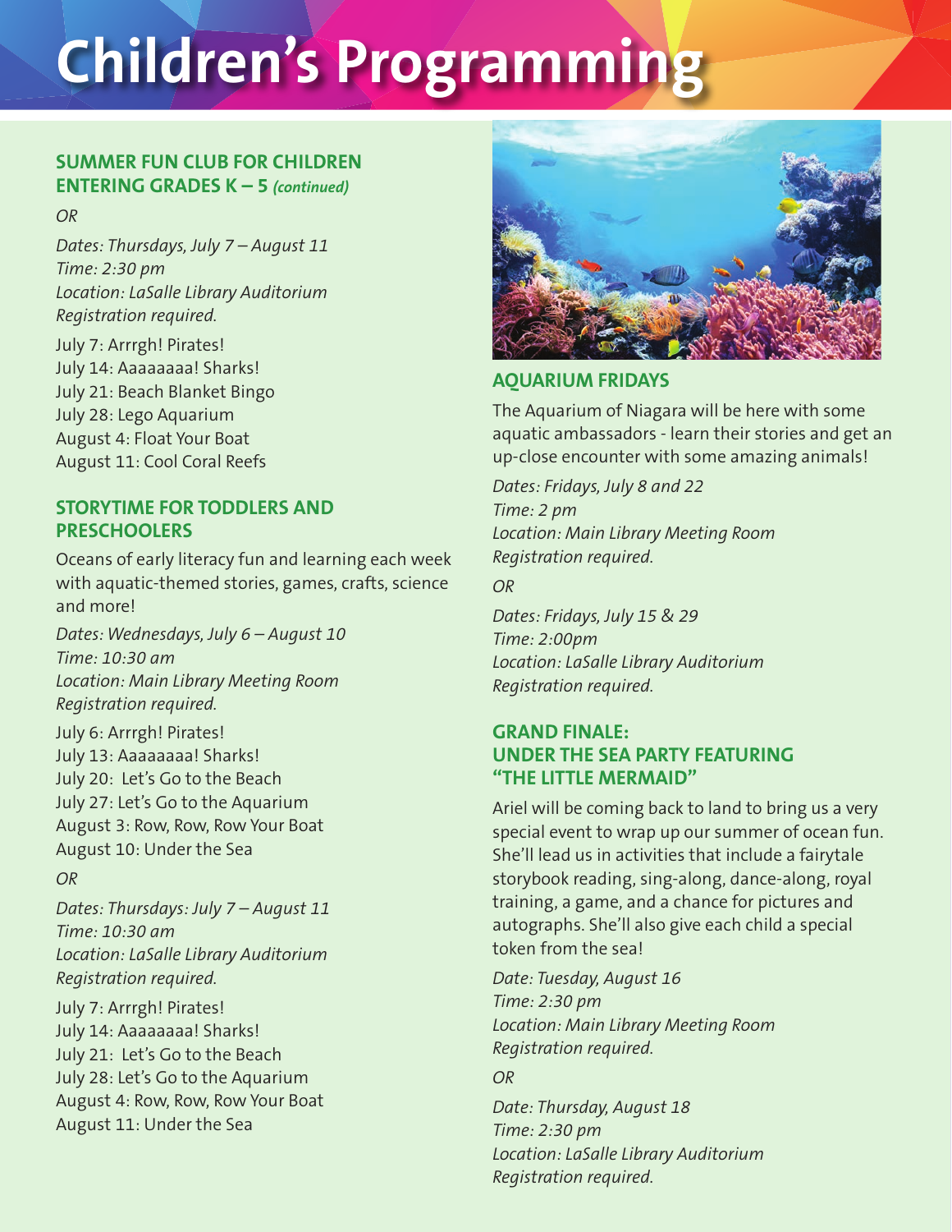# Children's Programming

### SUMMER FUN CLUB FOR CHILDREN ENTERING GRADES K – 5 *(continued)*

*OR*

*Dates: Thursdays, July 7 – August 11*
*Time: 2:30 pm*
*Location: LaSalle Library Auditorium*
*Registration required.*

July 7: Arrrgh! Pirates!
July 14: Aaaaaaaa! Sharks!
July 21: Beach Blanket Bingo
July 28: Lego Aquarium
August 4: Float Your Boat
August 11: Cool Coral Reefs

### STORYTIME FOR TODDLERS AND PRESCHOOLERS

Oceans of early literacy fun and learning each week with aquatic-themed stories, games, crafts, science and more!

*Dates: Wednesdays, July 6 – August 10*
*Time: 10:30 am*
*Location: Main Library Meeting Room*
*Registration required.*

July 6: Arrrgh! Pirates!
July 13: Aaaaaaaa! Sharks!
July 20: Let's Go to the Beach
July 27: Let's Go to the Aquarium
August 3: Row, Row, Row Your Boat
August 10: Under the Sea

*OR*

*Dates: Thursdays: July 7 – August 11*
*Time: 10:30 am*
*Location: LaSalle Library Auditorium*
*Registration required.*

July 7: Arrrgh! Pirates!
July 14: Aaaaaaaa! Sharks!
July 21: Let's Go to the Beach
July 28: Let's Go to the Aquarium
August 4: Row, Row, Row Your Boat
August 11: Under the Sea

### AQUARIUM FRIDAYS

The Aquarium of Niagara will be here with some aquatic ambassadors - learn their stories and get an up-close encounter with some amazing animals!

*Dates: Fridays, July 8 and 22*
*Time: 2 pm*
*Location: Main Library Meeting Room*
*Registration required.*

*OR*

*Dates: Fridays, July 15 & 29*
*Time: 2:00pm*
*Location: LaSalle Library Auditorium*
*Registration required.*

### GRAND FINALE: UNDER THE SEA PARTY FEATURING "THE LITTLE MERMAID"

Ariel will be coming back to land to bring us a very special event to wrap up our summer of ocean fun. She'll lead us in activities that include a fairytale storybook reading, sing-along, dance-along, royal training, a game, and a chance for pictures and autographs. She'll also give each child a special token from the sea!

*Date: Tuesday, August 16*
*Time: 2:30 pm*
*Location: Main Library Meeting Room*
*Registration required.*

*OR*

*Date: Thursday, August 18*
*Time: 2:30 pm*
*Location: LaSalle Library Auditorium*
*Registration required.*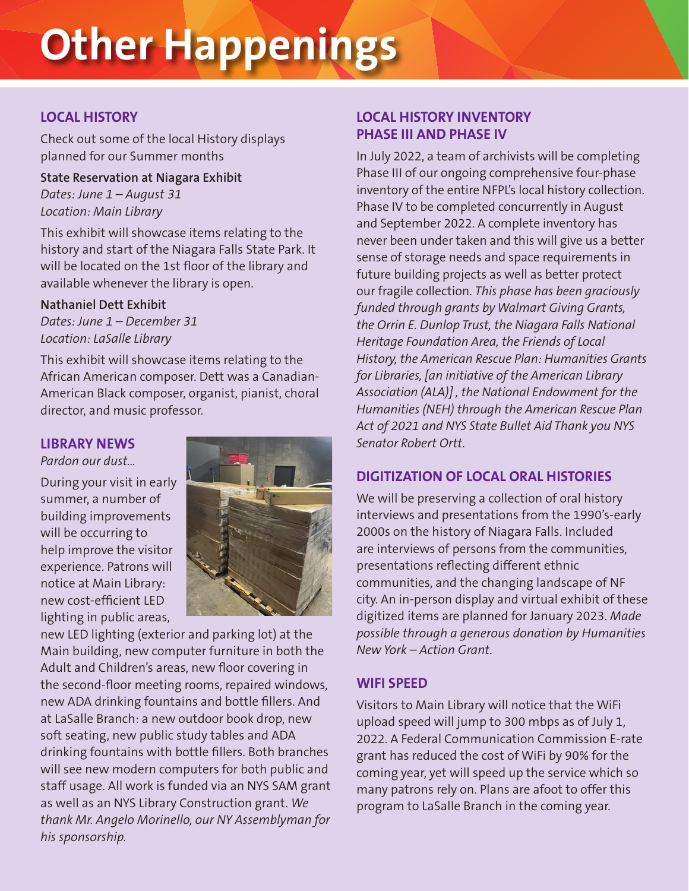# Other Happenings

## LOCAL HISTORY

Check out some of the local History displays planned for our Summer months

**State Reservation at Niagara Exhibit**
*Dates: June 1 – August 31*
*Location: Main Library*

This exhibit will showcase items relating to the history and start of the Niagara Falls State Park. It will be located on the 1st floor of the library and available whenever the library is open.

**Nathaniel Dett Exhibit**
*Dates: June 1 – December 31*
*Location: LaSalle Library*

This exhibit will showcase items relating to the African American composer. Dett was a Canadian-American Black composer, organist, pianist, choral director, and music professor.

## LIBRARY NEWS

*Pardon our dust...*

During your visit in early summer, a number of building improvements will be occurring to help improve the visitor experience. Patrons will notice at Main Library: new cost-efficient LED lighting in public areas, new LED lighting (exterior and parking lot) at the Main building, new computer furniture in both the Adult and Children's areas, new floor covering in the second-floor meeting rooms, repaired windows, new ADA drinking fountains and bottle fillers. And at LaSalle Branch: a new outdoor book drop, new soft seating, new public study tables and ADA drinking fountains with bottle fillers. Both branches will see new modern computers for both public and staff usage. All work is funded via an NYS SAM grant as well as an NYS Library Construction grant. *We thank Mr. Angelo Morinello, our NY Assemblyman for his sponsorship.*

## LOCAL HISTORY INVENTORY PHASE III AND PHASE IV

In July 2022, a team of archivists will be completing Phase III of our ongoing comprehensive four-phase inventory of the entire NFPL's local history collection. Phase IV to be completed concurrently in August and September 2022. A complete inventory has never been under taken and this will give us a better sense of storage needs and space requirements in future building projects as well as better protect our fragile collection. *This phase has been graciously funded through grants by Walmart Giving Grants, the Orrin E. Dunlop Trust, the Niagara Falls National Heritage Foundation Area, the Friends of Local History, the American Rescue Plan: Humanities Grants for Libraries, [an initiative of the American Library Association (ALA)] , the National Endowment for the Humanities (NEH) through the American Rescue Plan Act of 2021 and NYS State Bullet Aid Thank you NYS Senator Robert Ortt.*

## DIGITIZATION OF LOCAL ORAL HISTORIES

We will be preserving a collection of oral history interviews and presentations from the 1990's-early 2000s on the history of Niagara Falls. Included are interviews of persons from the communities, presentations reflecting different ethnic communities, and the changing landscape of NF city. An in-person display and virtual exhibit of these digitized items are planned for January 2023. *Made possible through a generous donation by Humanities New York – Action Grant.*

## WIFI SPEED

Visitors to Main Library will notice that the WiFi upload speed will jump to 300 mbps as of July 1, 2022. A Federal Communication Commission E-rate grant has reduced the cost of WiFi by 90% for the coming year, yet will speed up the service which so many patrons rely on. Plans are afoot to offer this program to LaSalle Branch in the coming year.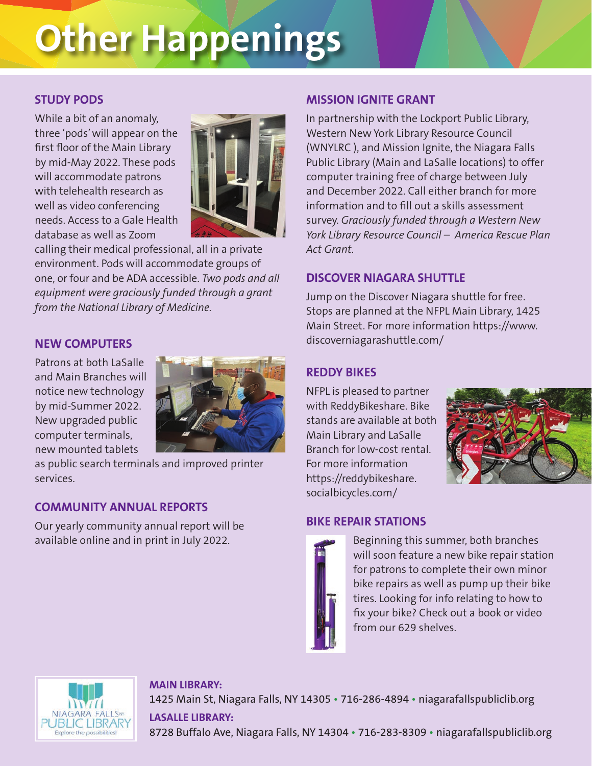# Other Happenings

## STUDY PODS

While a bit of an anomaly, three 'pods' will appear on the first floor of the Main Library by mid-May 2022. These pods will accommodate patrons with telehealth research as well as video conferencing needs. Access to a Gale Health database as well as Zoom calling their medical professional, all in a private environment. Pods will accommodate groups of one, or four and be ADA accessible. *Two pods and all equipment were graciously funded through a grant from the National Library of Medicine.*

## NEW COMPUTERS

Patrons at both LaSalle and Main Branches will notice new technology by mid-Summer 2022. New upgraded public computer terminals, new mounted tablets as public search terminals and improved printer services.

## COMMUNITY ANNUAL REPORTS

Our yearly community annual report will be available online and in print in July 2022.

## MISSION IGNITE GRANT

In partnership with the Lockport Public Library, Western New York Library Resource Council (WNYLRC ), and Mission Ignite, the Niagara Falls Public Library (Main and LaSalle locations) to offer computer training free of charge between July and December 2022. Call either branch for more information and to fill out a skills assessment survey. *Graciously funded through a Western New York Library Resource Council – America Rescue Plan Act Grant.*

## DISCOVER NIAGARA SHUTTLE

Jump on the Discover Niagara shuttle for free. Stops are planned at the NFPL Main Library, 1425 Main Street. For more information https://www.discoverniagarashuttle.com/

## REDDY BIKES

NFPL is pleased to partner with ReddyBikeshare. Bike stands are available at both Main Library and LaSalle Branch for low-cost rental. For more information https://reddybikeshare.socialbicycles.com/

## BIKE REPAIR STATIONS

Beginning this summer, both branches will soon feature a new bike repair station for patrons to complete their own minor bike repairs as well as pump up their bike tires. Looking for info relating to how to fix your bike? Check out a book or video from our 629 shelves.

**MAIN LIBRARY:**
1425 Main St, Niagara Falls, NY 14305 • 716-286-4894 • niagarafallspubliclib.org

**LASALLE LIBRARY:**
8728 Buffalo Ave, Niagara Falls, NY 14304 • 716-283-8309 • niagarafallspubliclib.org